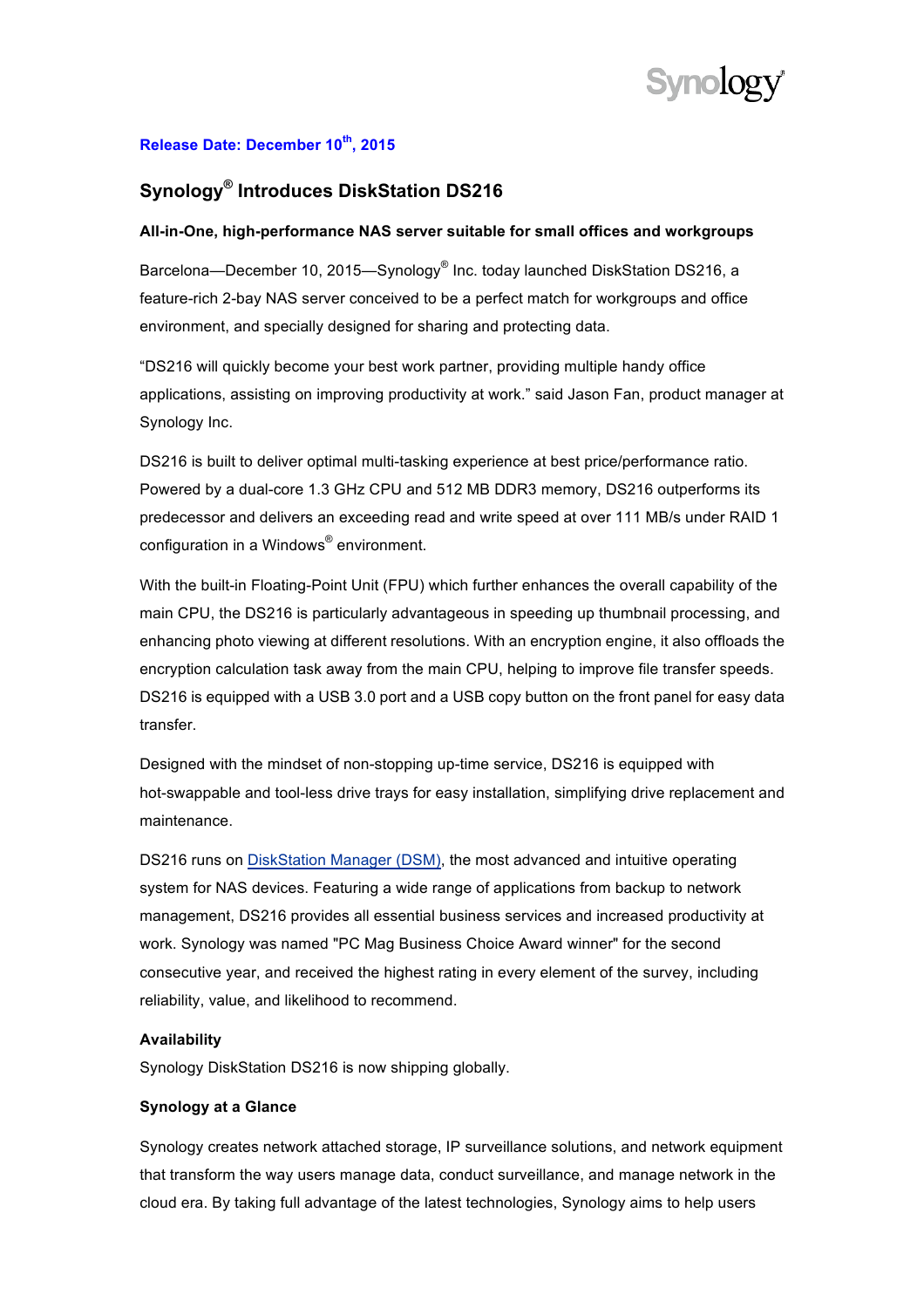**Release Date: December 10th, 2015**

# Synology® Introduces DiskStation DS216

**All-in-One, high-performance NAS server suitable for small offices and workgroups**

Barcelona—December 10, 2015—Synology® Inc. today launched DiskStation DS216, a feature-rich 2-bay NAS server conceived to be a perfect match for workgroups and office environment, and specially designed for sharing and protecting data.

"DS216 will quickly become your best work partner, providing multiple handy office applications, assisting on improving productivity at work." said Jason Fan, product manager at Synology Inc.

DS216 is built to deliver optimal multi-tasking experience at best price/performance ratio. Powered by a dual-core 1.3 GHz CPU and 512 MB DDR3 memory, DS216 outperforms its predecessor and delivers an exceeding read and write speed at over 111 MB/s under RAID 1 configuration in a Windows® environment.

With the built-in Floating-Point Unit (FPU) which further enhances the overall capability of the main CPU, the DS216 is particularly advantageous in speeding up thumbnail processing, and enhancing photo viewing at different resolutions. With an encryption engine, it also offloads the encryption calculation task away from the main CPU, helping to improve file transfer speeds. DS216 is equipped with a USB 3.0 port and a USB copy button on the front panel for easy data transfer.

Designed with the mindset of non-stopping up-time service, DS216 is equipped with hot-swappable and tool-less drive trays for easy installation, simplifying drive replacement and maintenance.

DS216 runs on DiskStation Manager (DSM), the most advanced and intuitive operating system for NAS devices. Featuring a wide range of applications from backup to network management, DS216 provides all essential business services and increased productivity at work. Synology was named "PC Mag Business Choice Award winner" for the second consecutive year, and received the highest rating in every element of the survey, including reliability, value, and likelihood to recommend.

**Availability**

Synology DiskStation DS216 is now shipping globally.

**Synology at a Glance**

Synology creates network attached storage, IP surveillance solutions, and network equipment that transform the way users manage data, conduct surveillance, and manage network in the cloud era. By taking full advantage of the latest technologies, Synology aims to help users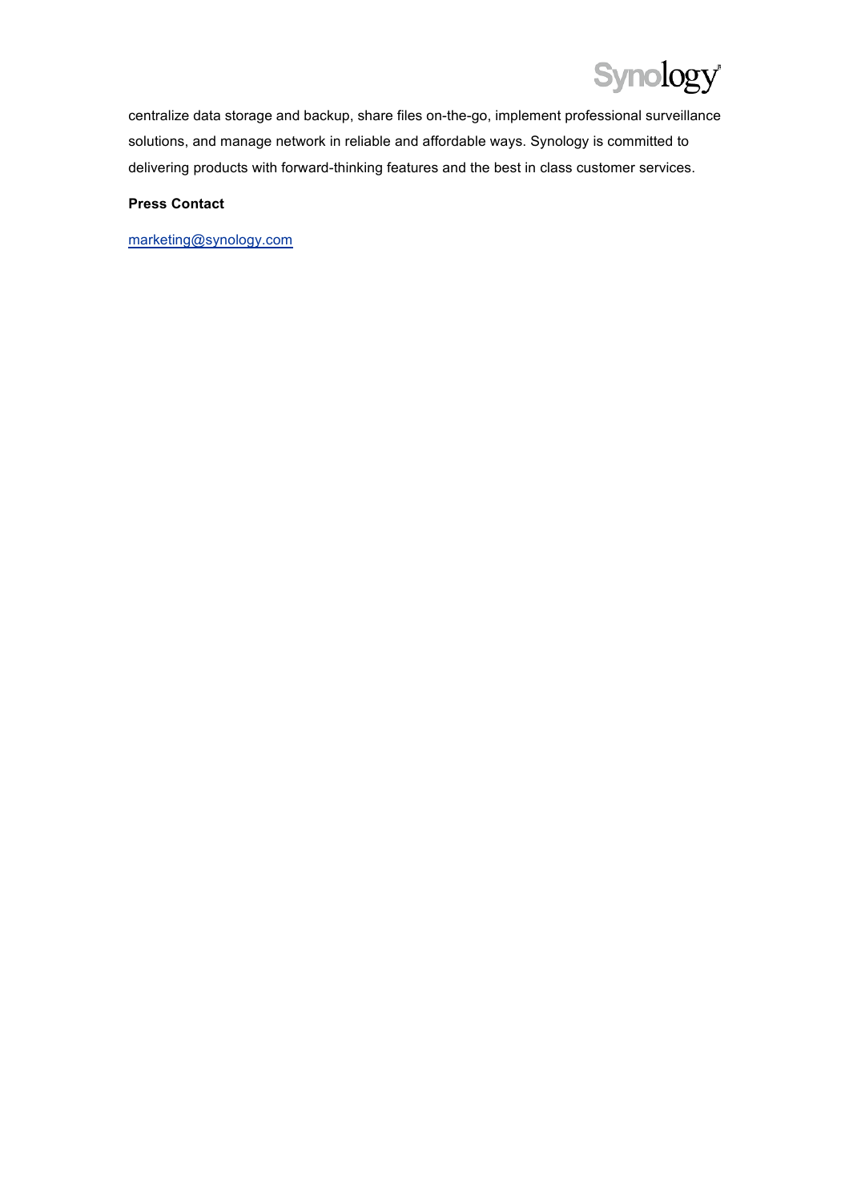centralize data storage and backup, share files on-the-go, implement professional surveillance solutions, and manage network in reliable and affordable ways. Synology is committed to delivering products with forward-thinking features and the best in class customer services.

**Press Contact**

marketing@synology.com